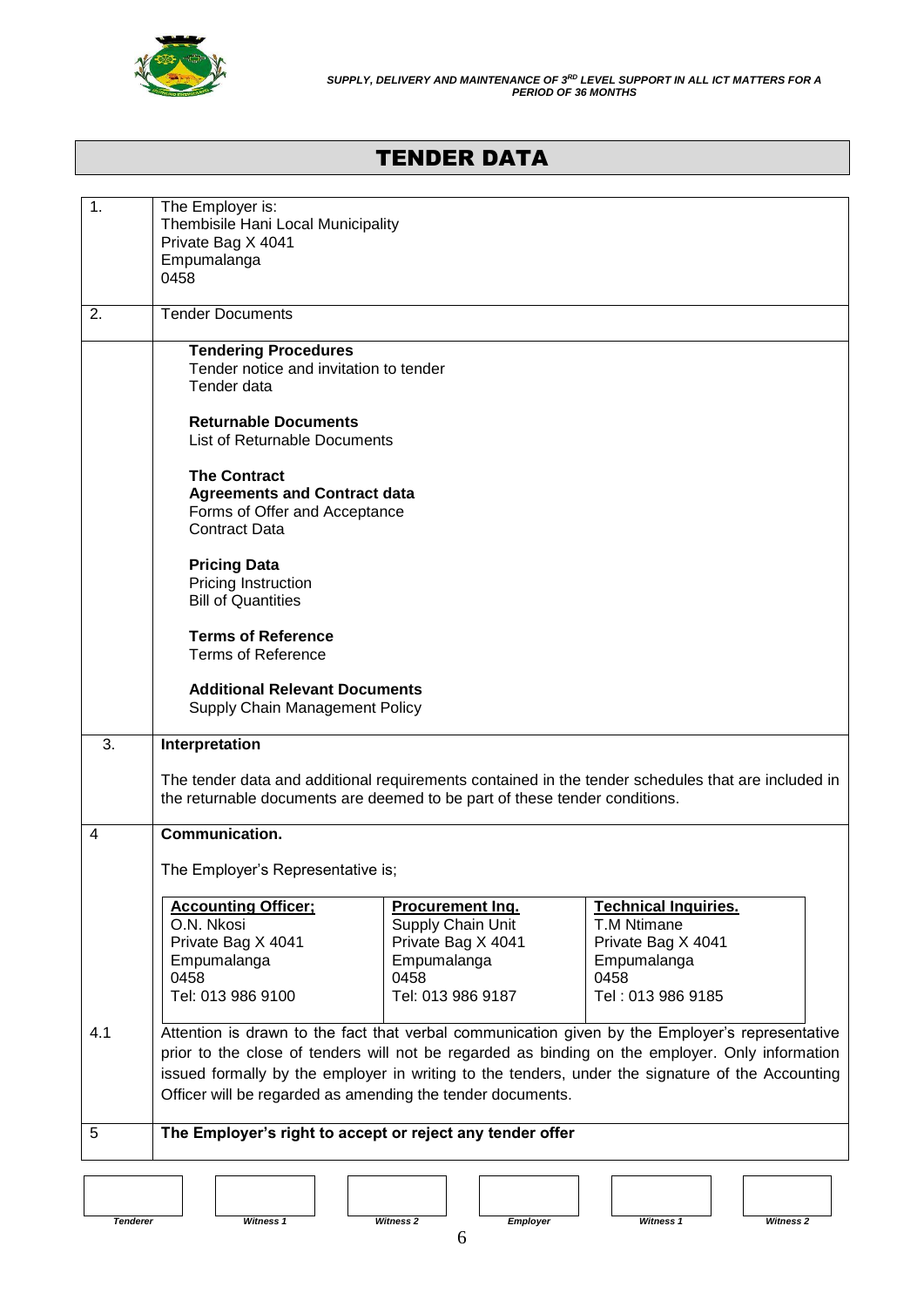# TENDER DATA

| | |
|---|---|
| 1. | The Employer is:<br>Thembisile Hani Local Municipality<br>Private Bag X 4041<br>Empumalanga<br>0458 |
| 2. | Tender Documents |
| | **Tendering Procedures**<br>Tender notice and invitation to tender<br>Tender data<br><br>**Returnable Documents**<br>List of Returnable Documents<br><br>**The Contract**<br>**Agreements and Contract data**<br>Forms of Offer and Acceptance<br>Contract Data<br><br>**Pricing Data**<br>Pricing Instruction<br>Bill of Quantities<br><br>**Terms of Reference**<br>Terms of Reference<br><br>**Additional Relevant Documents**<br>Supply Chain Management Policy |
| 3. | **Interpretation**<br><br>The tender data and additional requirements contained in the tender schedules that are included in the returnable documents are deemed to be part of these tender conditions. |
| 4 | **Communication.**<br><br>The Employer's Representative is; |

| Accounting Officer; | Procurement Inq. | Technical Inquiries. |
|---|---|---|
| O.N. Nkosi<br>Private Bag X 4041<br>Empumalanga<br>0458<br>Tel: 013 986 9100 | Supply Chain Unit<br>Private Bag X 4041<br>Empumalanga<br>0458<br>Tel: 013 986 9187 | T.M Ntimane<br>Private Bag X 4041<br>Empumalanga<br>0458<br>Tel : 013 986 9185 |

| | |
|---|---|
| 4.1 | Attention is drawn to the fact that verbal communication given by the Employer's representative prior to the close of tenders will not be regarded as binding on the employer. Only information issued formally by the employer in writing to the tenders, under the signature of the Accounting Officer will be regarded as amending the tender documents. |
| 5 | **The Employer's right to accept or reject any tender offer** |

| Tenderer | Witness 1 | Witness 2 | Employer | Witness 1 | Witness 2 |
|---|---|---|---|---|---|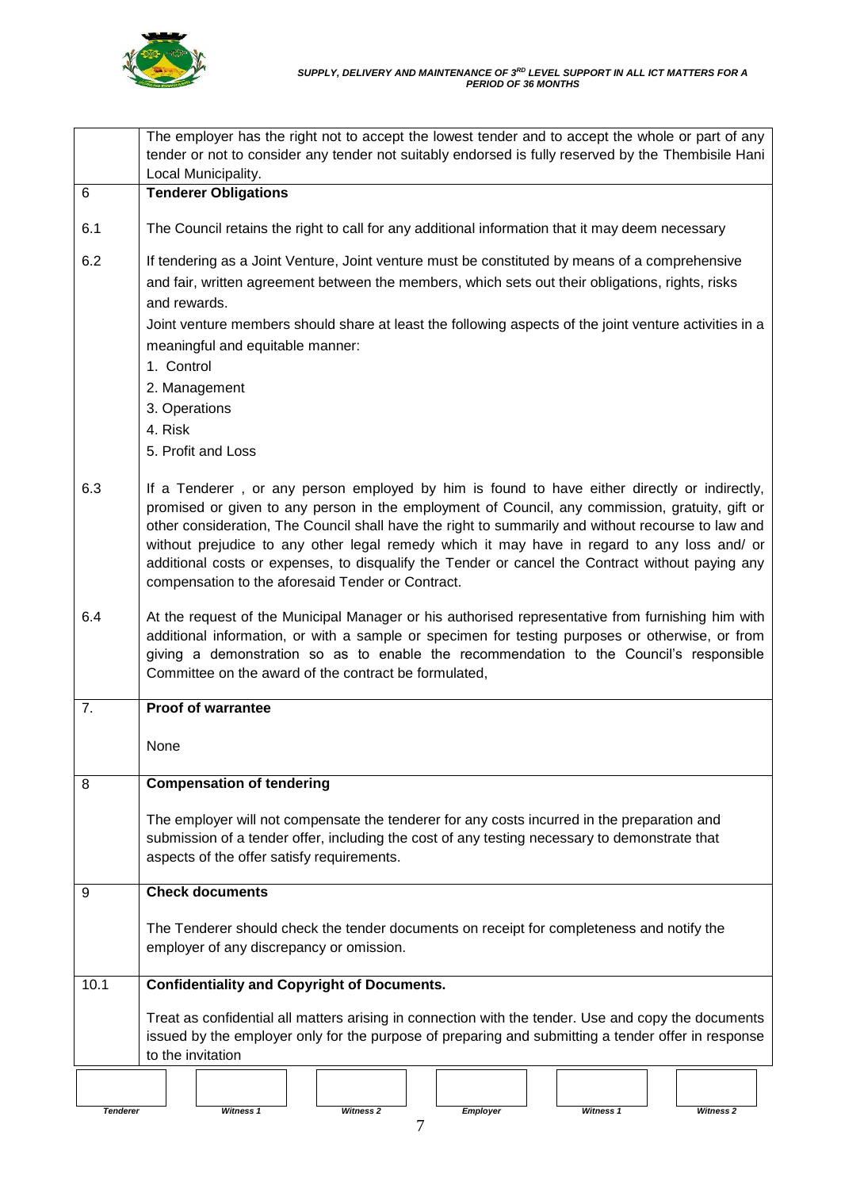| | |
|---|---|
| | The employer has the right not to accept the lowest tender and to accept the whole or part of any tender or not to consider any tender not suitably endorsed is fully reserved by the Thembisile Hani Local Municipality. |
| 6 | **Tenderer Obligations** |
| 6.1 | The Council retains the right to call for any additional information that it may deem necessary |
| 6.2 | If tendering as a Joint Venture, Joint venture must be constituted by means of a comprehensive and fair, written agreement between the members, which sets out their obligations, rights, risks and rewards.<br>Joint venture members should share at least the following aspects of the joint venture activities in a meaningful and equitable manner:<br>1. Control<br>2. Management<br>3. Operations<br>4. Risk<br>5. Profit and Loss |
| 6.3 | If a Tenderer , or any person employed by him is found to have either directly or indirectly, promised or given to any person in the employment of Council, any commission, gratuity, gift or other consideration, The Council shall have the right to summarily and without recourse to law and without prejudice to any other legal remedy which it may have in regard to any loss and/ or additional costs or expenses, to disqualify the Tender or cancel the Contract without paying any compensation to the aforesaid Tender or Contract. |
| 6.4 | At the request of the Municipal Manager or his authorised representative from furnishing him with additional information, or with a sample or specimen for testing purposes or otherwise, or from giving a demonstration so as to enable the recommendation to the Council's responsible Committee on the award of the contract be formulated, |
| 7. | **Proof of warrantee**<br><br>None |
| 8 | **Compensation of tendering**<br><br>The employer will not compensate the tenderer for any costs incurred in the preparation and submission of a tender offer, including the cost of any testing necessary to demonstrate that aspects of the offer satisfy requirements. |
| 9 | **Check documents**<br><br>The Tenderer should check the tender documents on receipt for completeness and notify the employer of any discrepancy or omission. |
| 10.1 | **Confidentiality and Copyright of Documents.**<br><br>Treat as confidential all matters arising in connection with the tender. Use and copy the documents issued by the employer only for the purpose of preparing and submitting a tender offer in response to the invitation |

| Tenderer | Witness 1 | Witness 2 | Employer | Witness 1 | Witness 2 |
|---|---|---|---|---|---|
| | | | | | |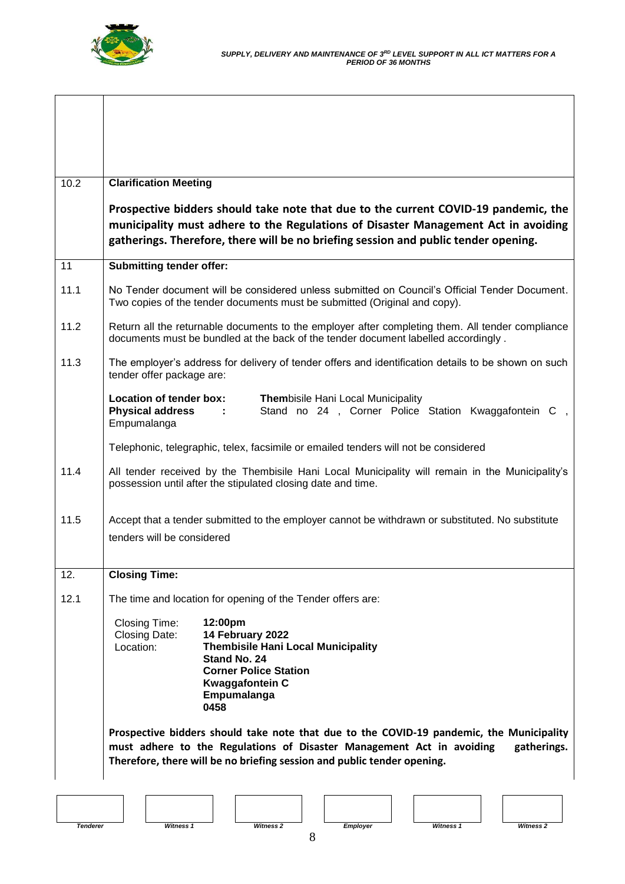| | |
|---|---|
| | |
| 10.2 | **Clarification Meeting**<br><br>**Prospective bidders should take note that due to the current COVID-19 pandemic, the municipality must adhere to the Regulations of Disaster Management Act in avoiding gatherings. Therefore, there will be no briefing session and public tender opening.** |
| 11 | **Submitting tender offer:** |
| 11.1 | No Tender document will be considered unless submitted on Council's Official Tender Document. Two copies of the tender documents must be submitted (Original and copy). |
| 11.2 | Return all the returnable documents to the employer after completing them. All tender compliance documents must be bundled at the back of the tender document labelled accordingly . |
| 11.3 | The employer's address for delivery of tender offers and identification details to be shown on such tender offer package are:<br><br>**Location of tender box:** **Them**bisile Hani Local Municipality<br>**Physical address :** Stand no 24 , Corner Police Station Kwaggafontein C , Empumalanga<br><br>Telephonic, telegraphic, telex, facsimile or emailed tenders will not be considered |
| 11.4 | All tender received by the Thembisile Hani Local Municipality will remain in the Municipality's possession until after the stipulated closing date and time. |
| 11.5 | Accept that a tender submitted to the employer cannot be withdrawn or substituted. No substitute tenders will be considered |
| 12. | **Closing Time:** |
| 12.1 | The time and location for opening of the Tender offers are:<br><br>Closing Time: **12:00pm**<br>Closing Date: **14 February 2022**<br>Location: **Thembisile Hani Local Municipality**<br>**Stand No. 24**<br>**Corner Police Station**<br>**Kwaggafontein C**<br>**Empumalanga**<br>**0458**<br><br>**Prospective bidders should take note that due to the COVID-19 pandemic, the Municipality must adhere to the Regulations of Disaster Management Act in avoiding gatherings. Therefore, there will be no briefing session and public tender opening.** |

| Tenderer | Witness 1 | Witness 2 | Employer | Witness 1 | Witness 2 |
|---|---|---|---|---|---|
| | | | | | |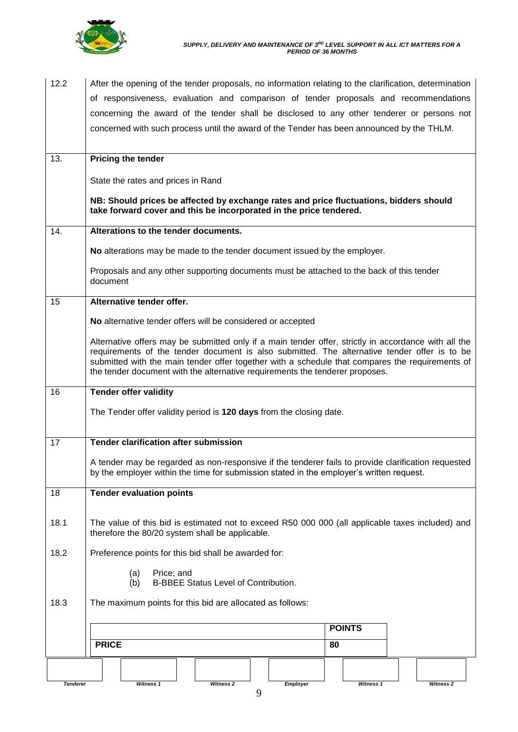| | |
|---|---|
| 12.2 | After the opening of the tender proposals, no information relating to the clarification, determination of responsiveness, evaluation and comparison of tender proposals and recommendations concerning the award of the tender shall be disclosed to any other tenderer or persons not concerned with such process until the award of the Tender has been announced by the THLM. |
| 13. | **Pricing the tender**<br><br>State the rates and prices in Rand<br><br>**NB: Should prices be affected by exchange rates and price fluctuations, bidders should take forward cover and this be incorporated in the price tendered.** |
| 14. | **Alterations to the tender documents.**<br><br>**No** alterations may be made to the tender document issued by the employer.<br><br>Proposals and any other supporting documents must be attached to the back of this tender document |
| 15 | **Alternative tender offer.**<br><br>**No** alternative tender offers will be considered or accepted<br><br>Alternative offers may be submitted only if a main tender offer, strictly in accordance with all the requirements of the tender document is also submitted. The alternative tender offer is to be submitted with the main tender offer together with a schedule that compares the requirements of the tender document with the alternative requirements the tenderer proposes. |
| 16 | **Tender offer validity**<br><br>The Tender offer validity period is **120 days** from the closing date. |
| 17 | **Tender clarification after submission**<br><br>A tender may be regarded as non-responsive if the tenderer fails to provide clarification requested by the employer within the time for submission stated in the employer's written request. |
| 18 | **Tender evaluation points** |
| 18.1 | The value of this bid is estimated not to exceed R50 000 000 (all applicable taxes included) and therefore the 80/20 system shall be applicable. |
| 18.2 | Preference points for this bid shall be awarded for:<br><br>(a) Price; and<br>(b) B-BBEE Status Level of Contribution. |
| 18.3 | The maximum points for this bid are allocated as follows: |

| | **POINTS** |
|---|---|
| **PRICE** | **80** |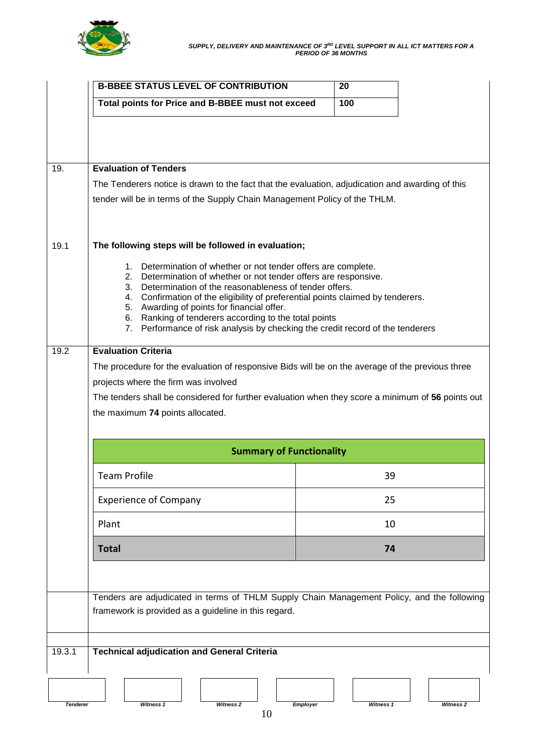| B-BBEE STATUS LEVEL OF CONTRIBUTION | 20 |
|---|---|
| Total points for Price and B-BBEE must not exceed | 100 |

## 19. Evaluation of Tenders

The Tenderers notice is drawn to the fact that the evaluation, adjudication and awarding of this tender will be in terms of the Supply Chain Management Policy of the THLM.

### 19.1 The following steps will be followed in evaluation;

1. Determination of whether or not tender offers are complete.
2. Determination of whether or not tender offers are responsive.
3. Determination of the reasonableness of tender offers.
4. Confirmation of the eligibility of preferential points claimed by tenderers.
5. Awarding of points for financial offer.
6. Ranking of tenderers according to the total points
7. Performance of risk analysis by checking the credit record of the tenderers

### 19.2 Evaluation Criteria

The procedure for the evaluation of responsive Bids will be on the average of the previous three projects where the firm was involved

The tenders shall be considered for further evaluation when they score a minimum of **56** points out the maximum **74** points allocated.

| Summary of Functionality | |
|---|---|
| Team Profile | 39 |
| Experience of Company | 25 |
| Plant | 10 |
| **Total** | **74** |

Tenders are adjudicated in terms of THLM Supply Chain Management Policy, and the following framework is provided as a guideline in this regard.

#### 19.3.1 Technical adjudication and General Criteria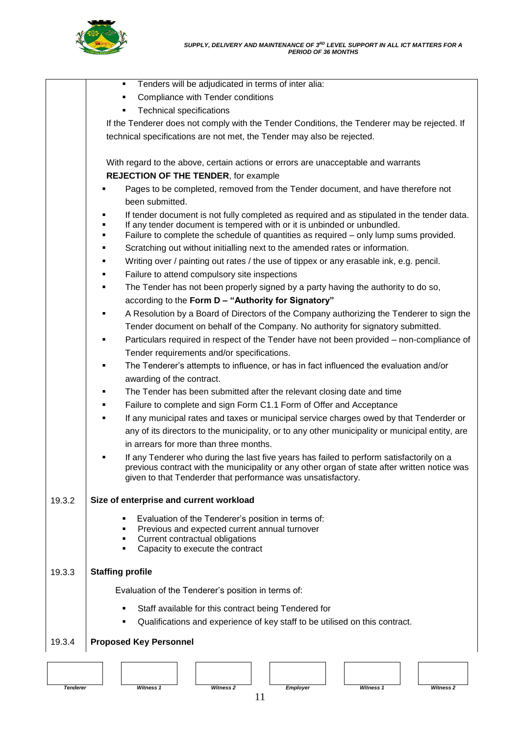- Tenders will be adjudicated in terms of inter alia:
  - Compliance with Tender conditions
  - Technical specifications

If the Tenderer does not comply with the Tender Conditions, the Tenderer may be rejected. If technical specifications are not met, the Tender may also be rejected.

With regard to the above, certain actions or errors are unacceptable and warrants **REJECTION OF THE TENDER**, for example

- Pages to be completed, removed from the Tender document, and have therefore not been submitted.
- If tender document is not fully completed as required and as stipulated in the tender data.
- If any tender document is tempered with or it is unbinded or unbundled.
- Failure to complete the schedule of quantities as required – only lump sums provided.
- Scratching out without initialling next to the amended rates or information.
- Writing over / painting out rates / the use of tippex or any erasable ink, e.g. pencil.
- Failure to attend compulsory site inspections
- The Tender has not been properly signed by a party having the authority to do so, according to the **Form D – "Authority for Signatory"**
- A Resolution by a Board of Directors of the Company authorizing the Tenderer to sign the Tender document on behalf of the Company. No authority for signatory submitted.
- Particulars required in respect of the Tender have not been provided – non-compliance of Tender requirements and/or specifications.
- The Tenderer's attempts to influence, or has in fact influenced the evaluation and/or awarding of the contract.
- The Tender has been submitted after the relevant closing date and time
- Failure to complete and sign Form C1.1 Form of Offer and Acceptance
- If any municipal rates and taxes or municipal service charges owed by that Tenderder or any of its directors to the municipality, or to any other municipality or municipal entity, are in arrears for more than three months.
- If any Tenderer who during the last five years has failed to perform satisfactorily on a previous contract with the municipality or any other organ of state after written notice was given to that Tenderder that performance was unsatisfactory.

**19.3.2 Size of enterprise and current workload**

- Evaluation of the Tenderer's position in terms of:
- Previous and expected current annual turnover
- Current contractual obligations
- Capacity to execute the contract

**19.3.3 Staffing profile**

Evaluation of the Tenderer's position in terms of:

- Staff available for this contract being Tendered for
- Qualifications and experience of key staff to be utilised on this contract.

**19.3.4 Proposed Key Personnel**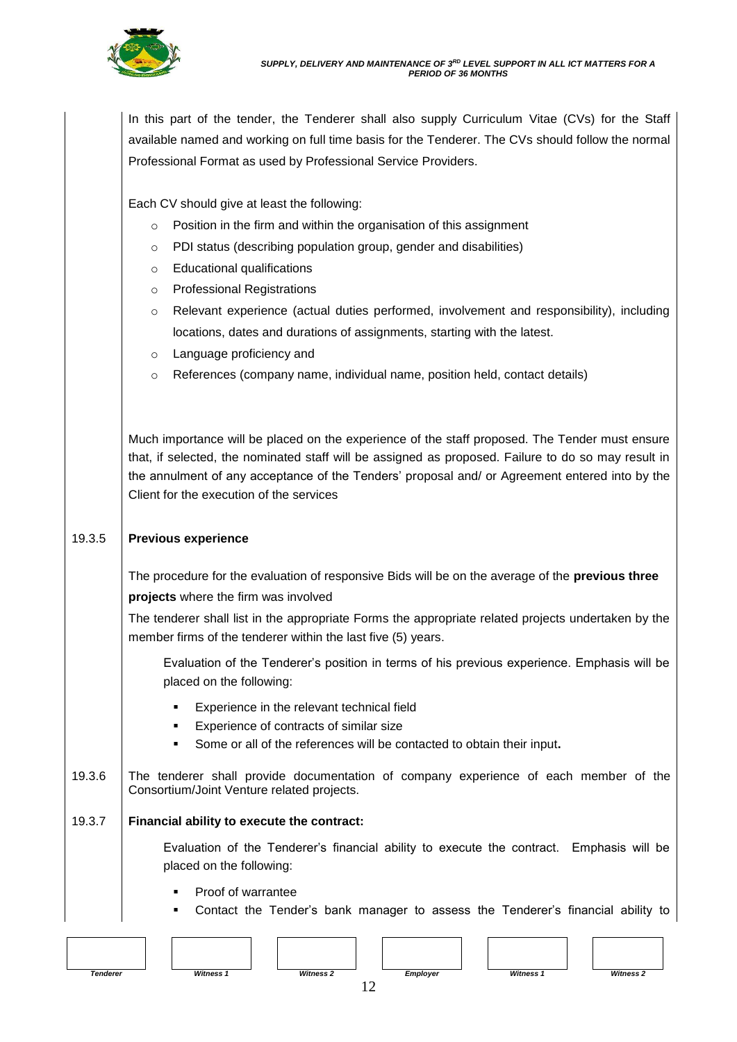In this part of the tender, the Tenderer shall also supply Curriculum Vitae (CVs) for the Staff available named and working on full time basis for the Tenderer. The CVs should follow the normal Professional Format as used by Professional Service Providers.

Each CV should give at least the following:

- Position in the firm and within the organisation of this assignment
- PDI status (describing population group, gender and disabilities)
- Educational qualifications
- Professional Registrations
- Relevant experience (actual duties performed, involvement and responsibility), including locations, dates and durations of assignments, starting with the latest.
- Language proficiency and
- References (company name, individual name, position held, contact details)

Much importance will be placed on the experience of the staff proposed. The Tender must ensure that, if selected, the nominated staff will be assigned as proposed. Failure to do so may result in the annulment of any acceptance of the Tenders' proposal and/ or Agreement entered into by the Client for the execution of the services

19.3.5 **Previous experience**

The procedure for the evaluation of responsive Bids will be on the average of the **previous three projects** where the firm was involved

The tenderer shall list in the appropriate Forms the appropriate related projects undertaken by the member firms of the tenderer within the last five (5) years.

Evaluation of the Tenderer's position in terms of his previous experience. Emphasis will be placed on the following:

- Experience in the relevant technical field
- Experience of contracts of similar size
- Some or all of the references will be contacted to obtain their input**.**

19.3.6 The tenderer shall provide documentation of company experience of each member of the Consortium/Joint Venture related projects.

19.3.7 **Financial ability to execute the contract:**

Evaluation of the Tenderer's financial ability to execute the contract. Emphasis will be placed on the following:

- Proof of warrantee
- Contact the Tender's bank manager to assess the Tenderer's financial ability to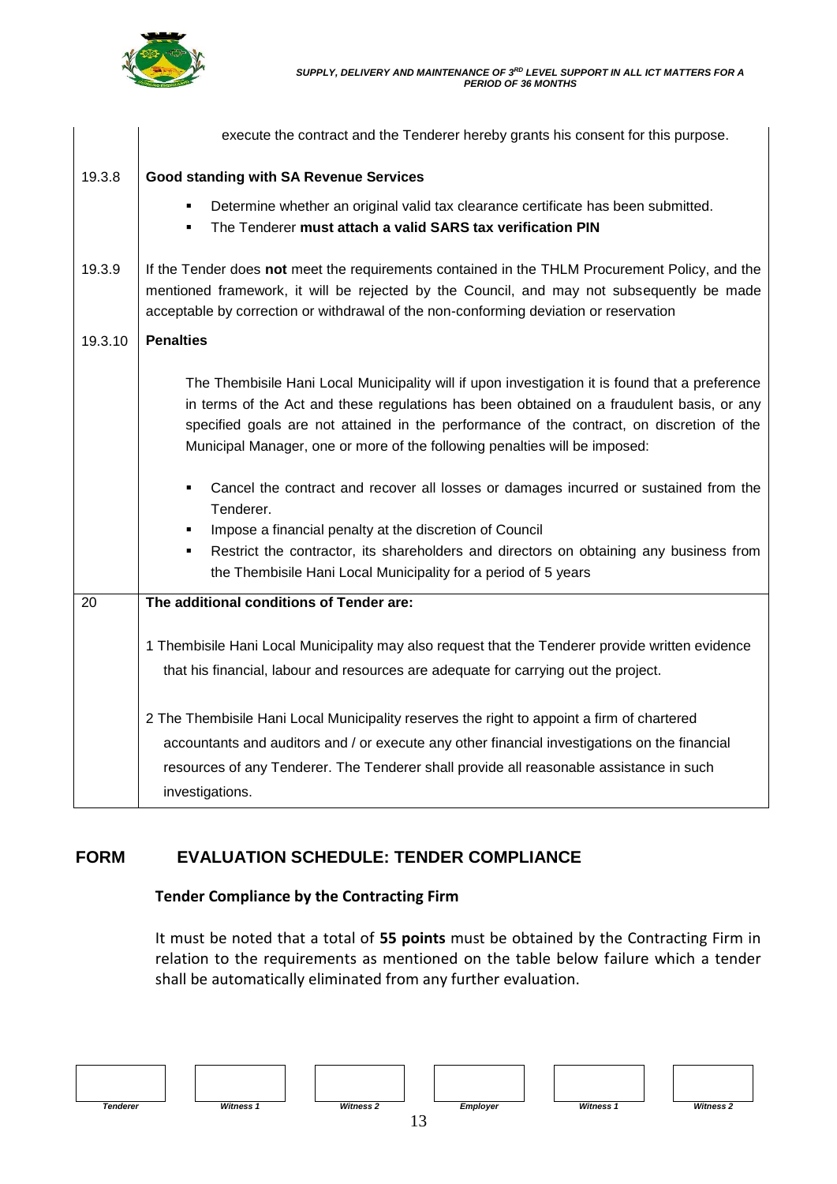| | |
|---|---|
| | execute the contract and the Tenderer hereby grants his consent for this purpose. |
| 19.3.8 | **Good standing with SA Revenue Services**<br>▪ Determine whether an original valid tax clearance certificate has been submitted.<br>▪ The Tenderer **must attach a valid SARS tax verification PIN** |
| 19.3.9 | If the Tender does **not** meet the requirements contained in the THLM Procurement Policy, and the mentioned framework, it will be rejected by the Council, and may not subsequently be made acceptable by correction or withdrawal of the non-conforming deviation or reservation |
| 19.3.10 | **Penalties**<br><br>The Thembisile Hani Local Municipality will if upon investigation it is found that a preference in terms of the Act and these regulations has been obtained on a fraudulent basis, or any specified goals are not attained in the performance of the contract, on discretion of the Municipal Manager, one or more of the following penalties will be imposed:<br><br>▪ Cancel the contract and recover all losses or damages incurred or sustained from the Tenderer.<br>▪ Impose a financial penalty at the discretion of Council<br>▪ Restrict the contractor, its shareholders and directors on obtaining any business from the Thembisile Hani Local Municipality for a period of 5 years |
| 20 | **The additional conditions of Tender are:**<br><br>1 Thembisile Hani Local Municipality may also request that the Tenderer provide written evidence that his financial, labour and resources are adequate for carrying out the project.<br><br>2 The Thembisile Hani Local Municipality reserves the right to appoint a firm of chartered accountants and auditors and / or execute any other financial investigations on the financial resources of any Tenderer. The Tenderer shall provide all reasonable assistance in such investigations. |

## FORM EVALUATION SCHEDULE: TENDER COMPLIANCE

### Tender Compliance by the Contracting Firm

It must be noted that a total of **55 points** must be obtained by the Contracting Firm in relation to the requirements as mentioned on the table below failure which a tender shall be automatically eliminated from any further evaluation.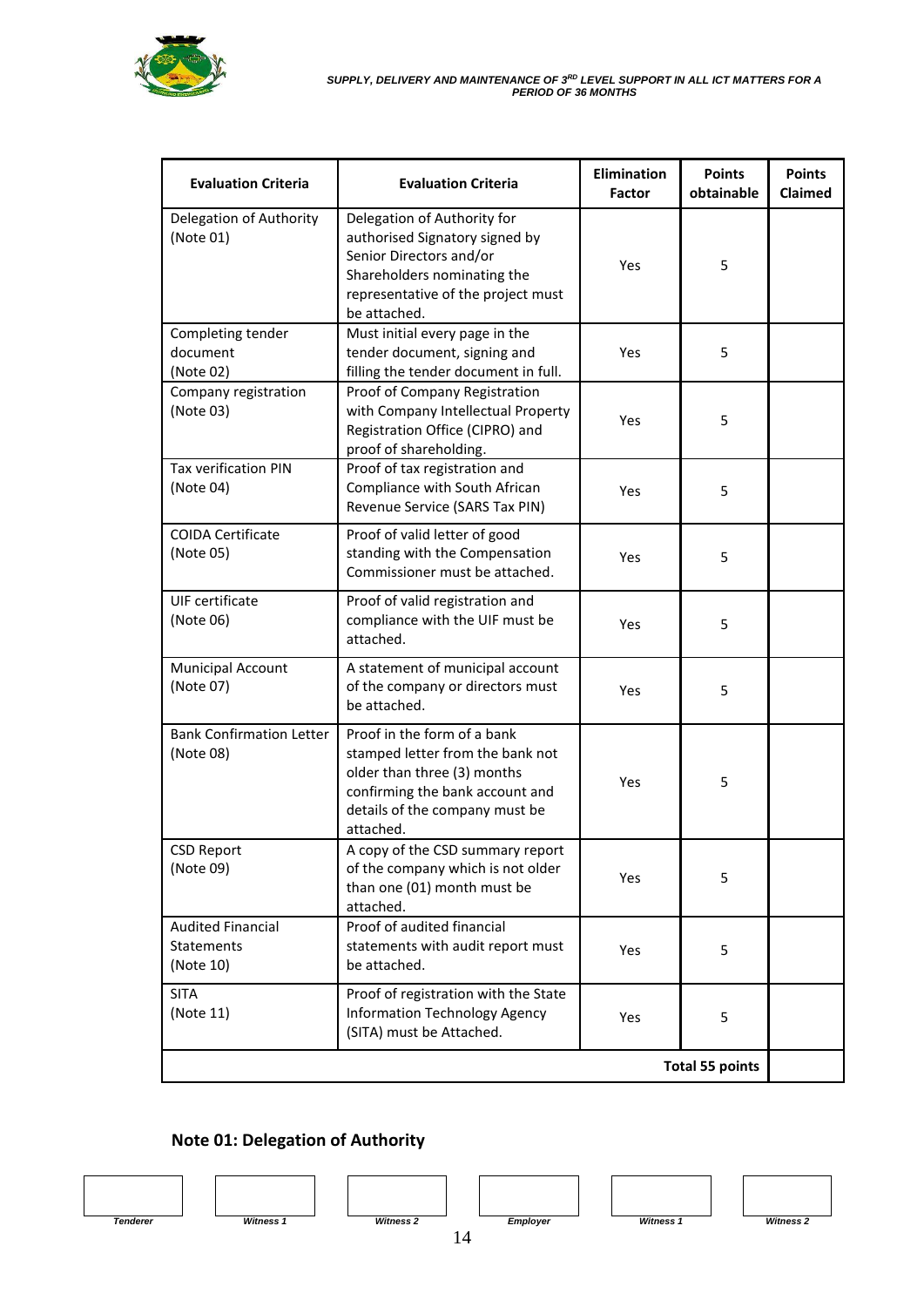| Evaluation Criteria | Evaluation Criteria | Elimination Factor | Points obtainable | Points Claimed |
|---|---|---|---|---|
| Delegation of Authority (Note 01) | Delegation of Authority for authorised Signatory signed by Senior Directors and/or Shareholders nominating the representative of the project must be attached. | Yes | 5 | |
| Completing tender document (Note 02) | Must initial every page in the tender document, signing and filling the tender document in full. | Yes | 5 | |
| Company registration (Note 03) | Proof of Company Registration with Company Intellectual Property Registration Office (CIPRO) and proof of shareholding. | Yes | 5 | |
| Tax verification PIN (Note 04) | Proof of tax registration and Compliance with South African Revenue Service (SARS Tax PIN) | Yes | 5 | |
| COIDA Certificate (Note 05) | Proof of valid letter of good standing with the Compensation Commissioner must be attached. | Yes | 5 | |
| UIF certificate (Note 06) | Proof of valid registration and compliance with the UIF must be attached. | Yes | 5 | |
| Municipal Account (Note 07) | A statement of municipal account of the company or directors must be attached. | Yes | 5 | |
| Bank Confirmation Letter (Note 08) | Proof in the form of a bank stamped letter from the bank not older than three (3) months confirming the bank account and details of the company must be attached. | Yes | 5 | |
| CSD Report (Note 09) | A copy of the CSD summary report of the company which is not older than one (01) month must be attached. | Yes | 5 | |
| Audited Financial Statements (Note 10) | Proof of audited financial statements with audit report must be attached. | Yes | 5 | |
| SITA (Note 11) | Proof of registration with the State Information Technology Agency (SITA) must be Attached. | Yes | 5 | |
| | | | **Total 55 points** | |

## Note 01: Delegation of Authority

| Tenderer | Witness 1 | Witness 2 | Employer | Witness 1 | Witness 2 |
|---|---|---|---|---|---|
| | | | | | |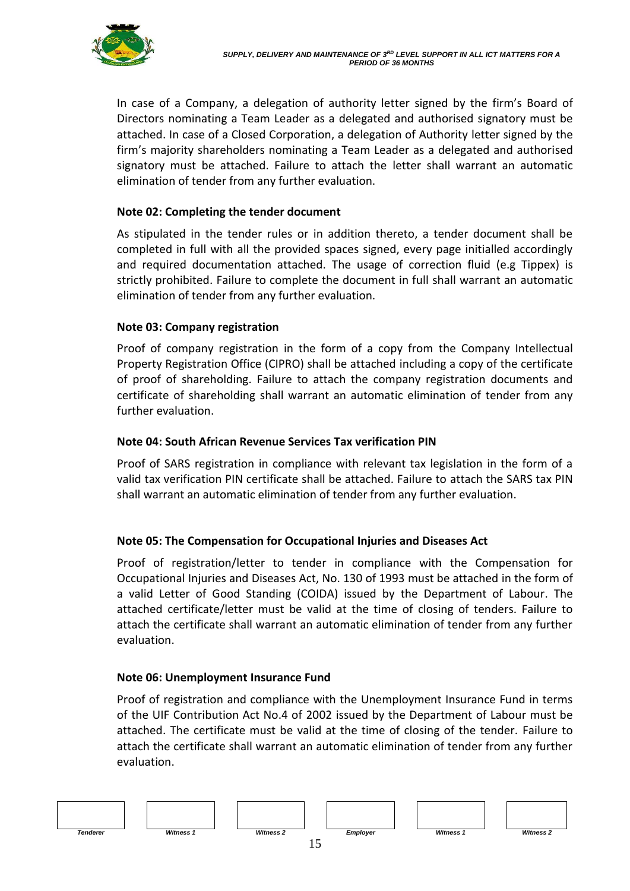In case of a Company, a delegation of authority letter signed by the firm's Board of Directors nominating a Team Leader as a delegated and authorised signatory must be attached. In case of a Closed Corporation, a delegation of Authority letter signed by the firm's majority shareholders nominating a Team Leader as a delegated and authorised signatory must be attached. Failure to attach the letter shall warrant an automatic elimination of tender from any further evaluation.

**Note 02: Completing the tender document**

As stipulated in the tender rules or in addition thereto, a tender document shall be completed in full with all the provided spaces signed, every page initialled accordingly and required documentation attached. The usage of correction fluid (e.g Tippex) is strictly prohibited. Failure to complete the document in full shall warrant an automatic elimination of tender from any further evaluation.

**Note 03: Company registration**

Proof of company registration in the form of a copy from the Company Intellectual Property Registration Office (CIPRO) shall be attached including a copy of the certificate of proof of shareholding. Failure to attach the company registration documents and certificate of shareholding shall warrant an automatic elimination of tender from any further evaluation.

**Note 04: South African Revenue Services Tax verification PIN**

Proof of SARS registration in compliance with relevant tax legislation in the form of a valid tax verification PIN certificate shall be attached. Failure to attach the SARS tax PIN shall warrant an automatic elimination of tender from any further evaluation.

**Note 05: The Compensation for Occupational Injuries and Diseases Act**

Proof of registration/letter to tender in compliance with the Compensation for Occupational Injuries and Diseases Act, No. 130 of 1993 must be attached in the form of a valid Letter of Good Standing (COIDA) issued by the Department of Labour. The attached certificate/letter must be valid at the time of closing of tenders. Failure to attach the certificate shall warrant an automatic elimination of tender from any further evaluation.

**Note 06: Unemployment Insurance Fund**

Proof of registration and compliance with the Unemployment Insurance Fund in terms of the UIF Contribution Act No.4 of 2002 issued by the Department of Labour must be attached. The certificate must be valid at the time of closing of the tender. Failure to attach the certificate shall warrant an automatic elimination of tender from any further evaluation.

| Tenderer | Witness 1 | Witness 2 | Employer | Witness 1 | Witness 2 |
| --- | --- | --- | --- | --- | --- |
| | | | | | |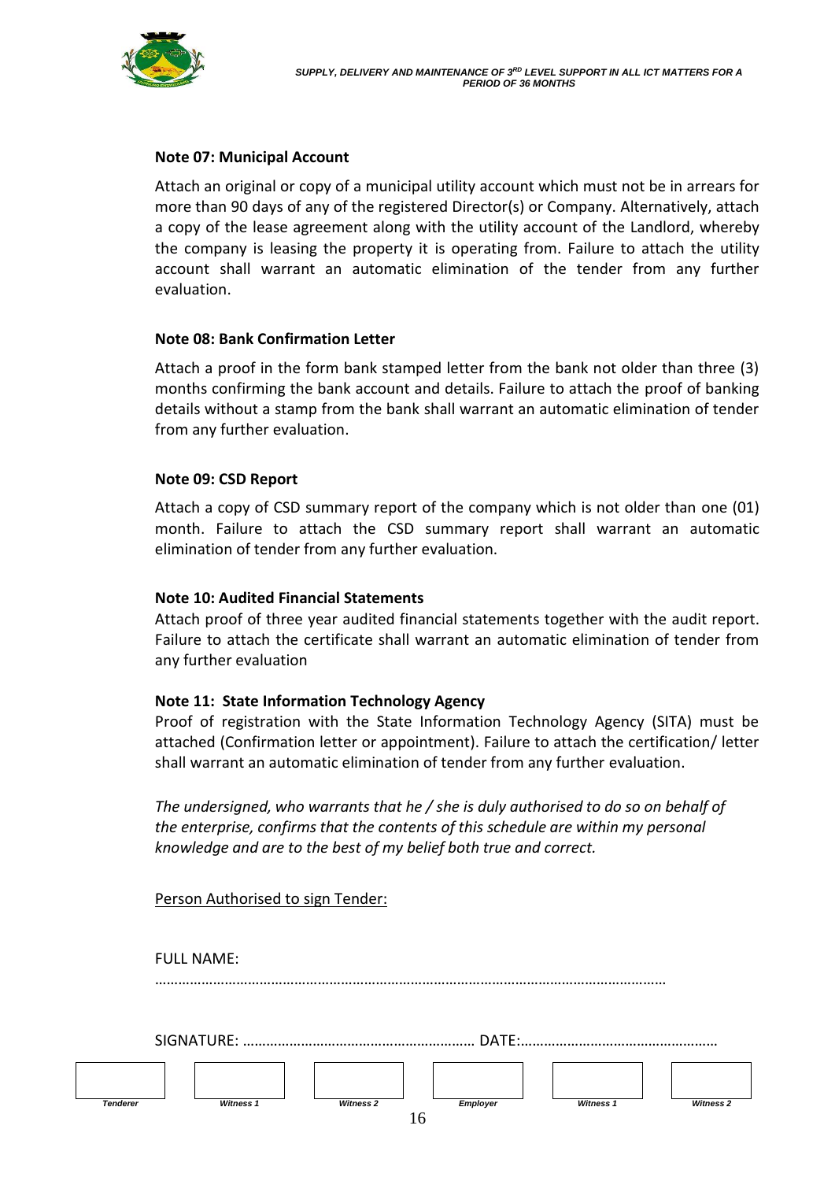**Note 07: Municipal Account**

Attach an original or copy of a municipal utility account which must not be in arrears for more than 90 days of any of the registered Director(s) or Company. Alternatively, attach a copy of the lease agreement along with the utility account of the Landlord, whereby the company is leasing the property it is operating from. Failure to attach the utility account shall warrant an automatic elimination of the tender from any further evaluation.

**Note 08: Bank Confirmation Letter**

Attach a proof in the form bank stamped letter from the bank not older than three (3) months confirming the bank account and details. Failure to attach the proof of banking details without a stamp from the bank shall warrant an automatic elimination of tender from any further evaluation.

**Note 09: CSD Report**

Attach a copy of CSD summary report of the company which is not older than one (01) month. Failure to attach the CSD summary report shall warrant an automatic elimination of tender from any further evaluation.

**Note 10: Audited Financial Statements**

Attach proof of three year audited financial statements together with the audit report. Failure to attach the certificate shall warrant an automatic elimination of tender from any further evaluation

**Note 11: State Information Technology Agency**

Proof of registration with the State Information Technology Agency (SITA) must be attached (Confirmation letter or appointment). Failure to attach the certification/ letter shall warrant an automatic elimination of tender from any further evaluation.

*The undersigned, who warrants that he / she is duly authorised to do so on behalf of the enterprise, confirms that the contents of this schedule are within my personal knowledge and are to the best of my belief both true and correct.*

Person Authorised to sign Tender:

FULL NAME: ……………………………………………………………………………………………………………

SIGNATURE: …………………………………………………… DATE:……………………………………………

| Tenderer | Witness 1 | Witness 2 | Employer | Witness 1 | Witness 2 |
|---|---|---|---|---|---|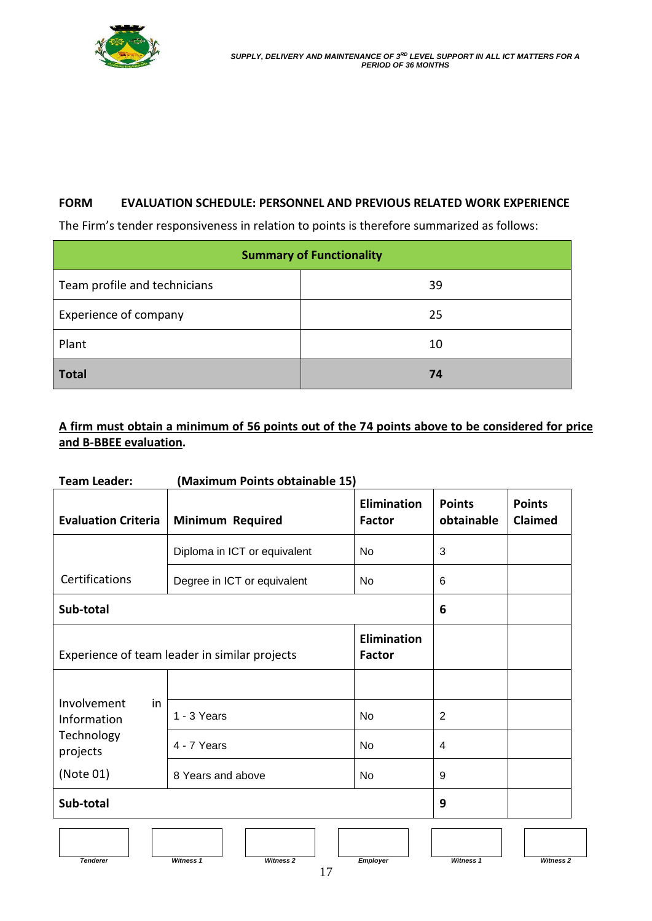**FORM EVALUATION SCHEDULE: PERSONNEL AND PREVIOUS RELATED WORK EXPERIENCE**

The Firm's tender responsiveness in relation to points is therefore summarized as follows:

| Summary of Functionality | |
|---|---|
| Team profile and technicians | 39 |
| Experience of company | 25 |
| Plant | 10 |
| **Total** | **74** |

**A firm must obtain a minimum of 56 points out of the 74 points above to be considered for price and B-BBEE evaluation.**

**Team Leader: (Maximum Points obtainable 15)**

| Evaluation Criteria | Minimum Required | Elimination Factor | Points obtainable | Points Claimed |
|---|---|---|---|---|
| Certifications | Diploma in ICT or equivalent | No | 3 | |
| | Degree in ICT or equivalent | No | 6 | |
| **Sub-total** | | | **6** | |
| Experience of team leader in similar projects | | **Elimination Factor** | | |
| Involvement in Information Technology projects (Note 01) | | | | |
| | 1 - 3 Years | No | 2 | |
| | 4 - 7 Years | No | 4 | |
| | 8 Years and above | No | 9 | |
| **Sub-total** | | | **9** | |

| Tenderer | Witness 1 | Witness 2 | Employer | Witness 1 | Witness 2 |
|---|---|---|---|---|---|
| | | | | | |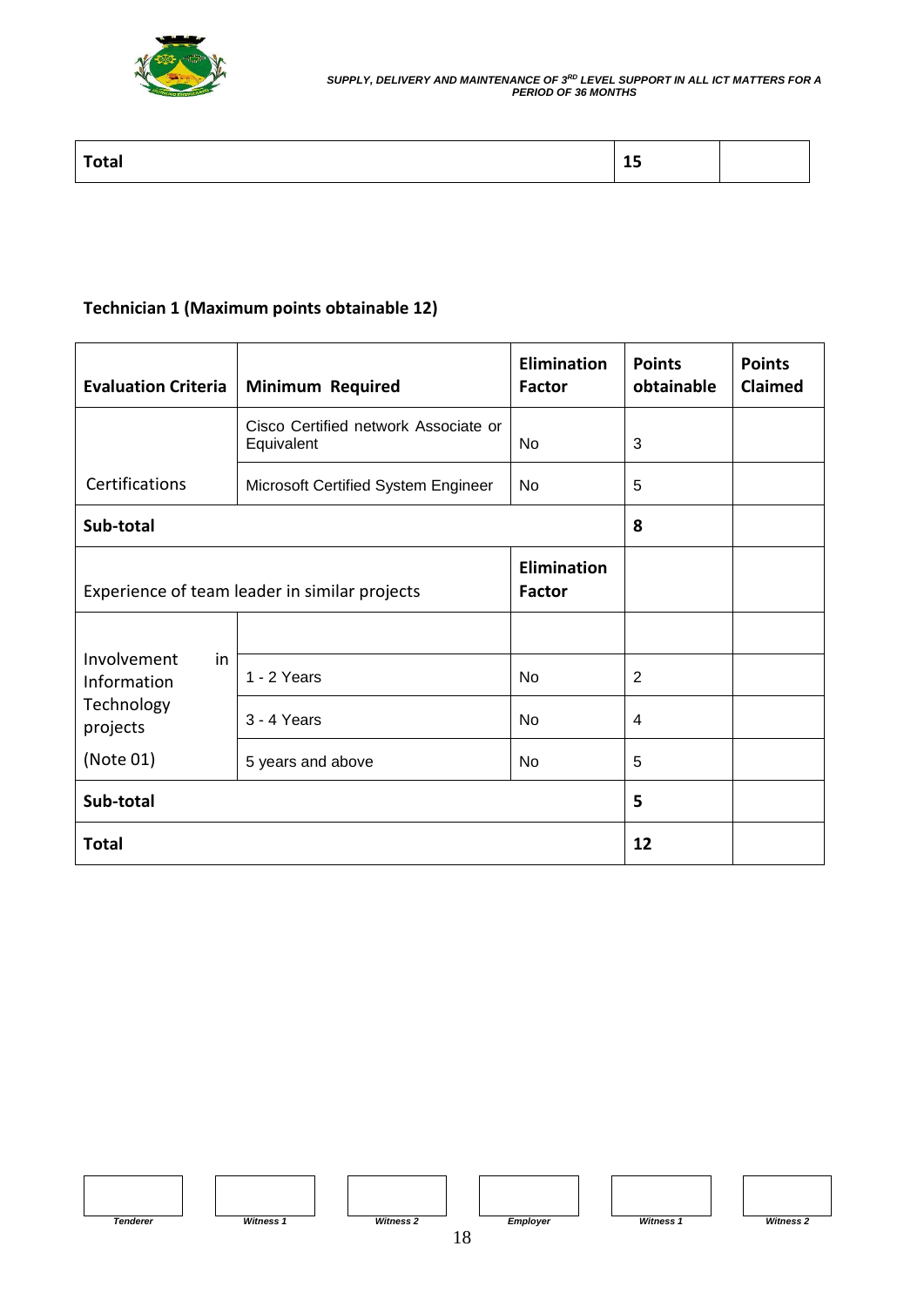| Total | 15 | |
|---|---|---|

**Technician 1 (Maximum points obtainable 12)**

| Evaluation Criteria | Minimum Required | Elimination Factor | Points obtainable | Points Claimed |
|---|---|---|---|---|
| Certifications | Cisco Certified network Associate or Equivalent | No | 3 | |
| | Microsoft Certified System Engineer | No | 5 | |
| **Sub-total** | | | **8** | |
| Experience of team leader in similar projects | | **Elimination Factor** | | |
| Involvement in Information Technology projects (Note 01) | | | | |
| | 1 - 2 Years | No | 2 | |
| | 3 - 4 Years | No | 4 | |
| | 5 years and above | No | 5 | |
| **Sub-total** | | | **5** | |
| **Total** | | | **12** | |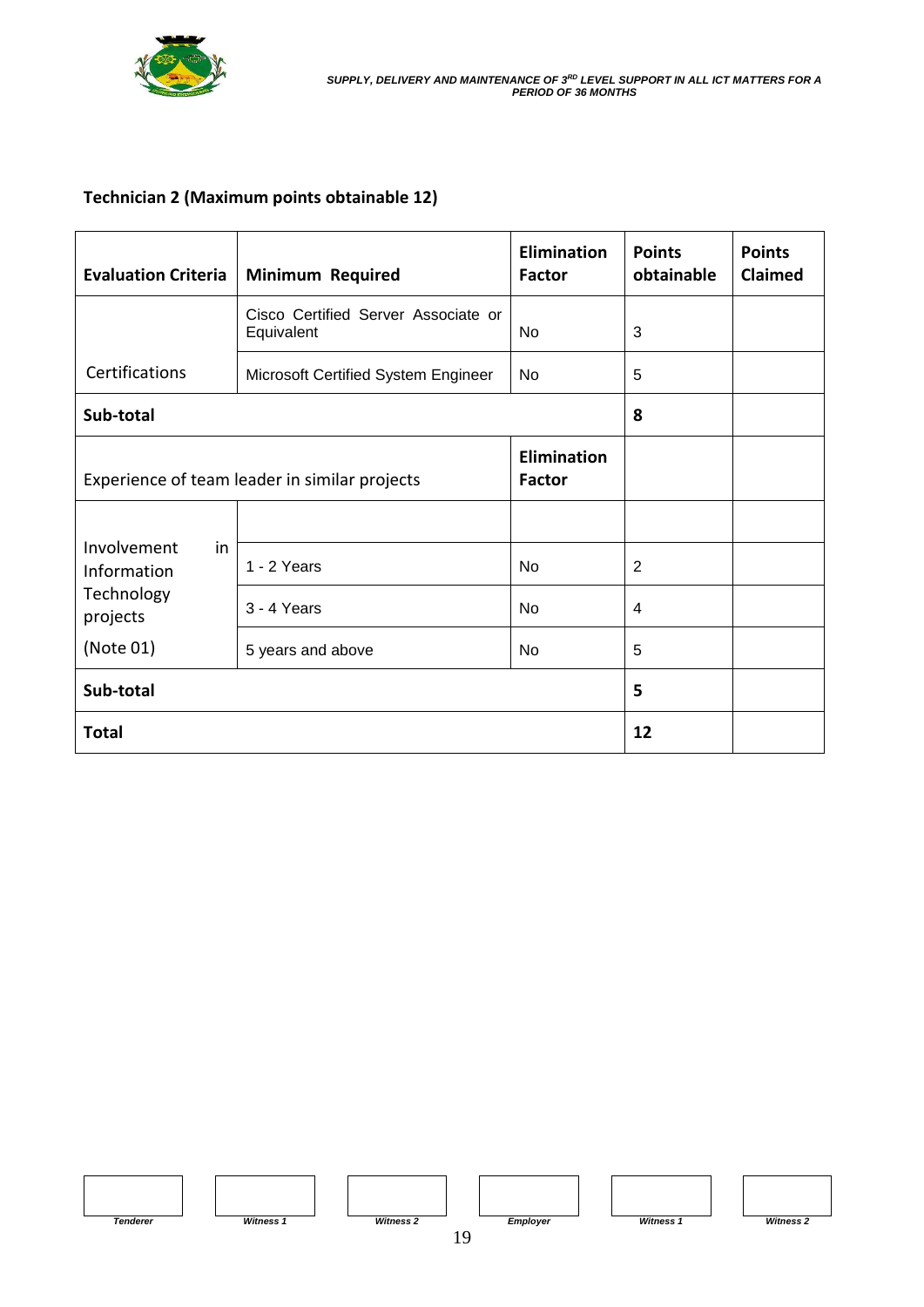**Technician 2 (Maximum points obtainable 12)**

| Evaluation Criteria | Minimum Required | Elimination Factor | Points obtainable | Points Claimed |
|---|---|---|---|---|
| Certifications | Cisco Certified Server Associate or Equivalent | No | 3 | |
| | Microsoft Certified System Engineer | No | 5 | |
| **Sub-total** | | | **8** | |
| Experience of team leader in similar projects | | **Elimination Factor** | | |
| Involvement in Information Technology projects (Note 01) | | | | |
| | 1 - 2 Years | No | 2 | |
| | 3 - 4 Years | No | 4 | |
| | 5 years and above | No | 5 | |
| **Sub-total** | | | **5** | |
| **Total** | | | **12** | |

| Tenderer | Witness 1 | Witness 2 | Employer | Witness 1 | Witness 2 |
|---|---|---|---|---|---|
| | | | | | |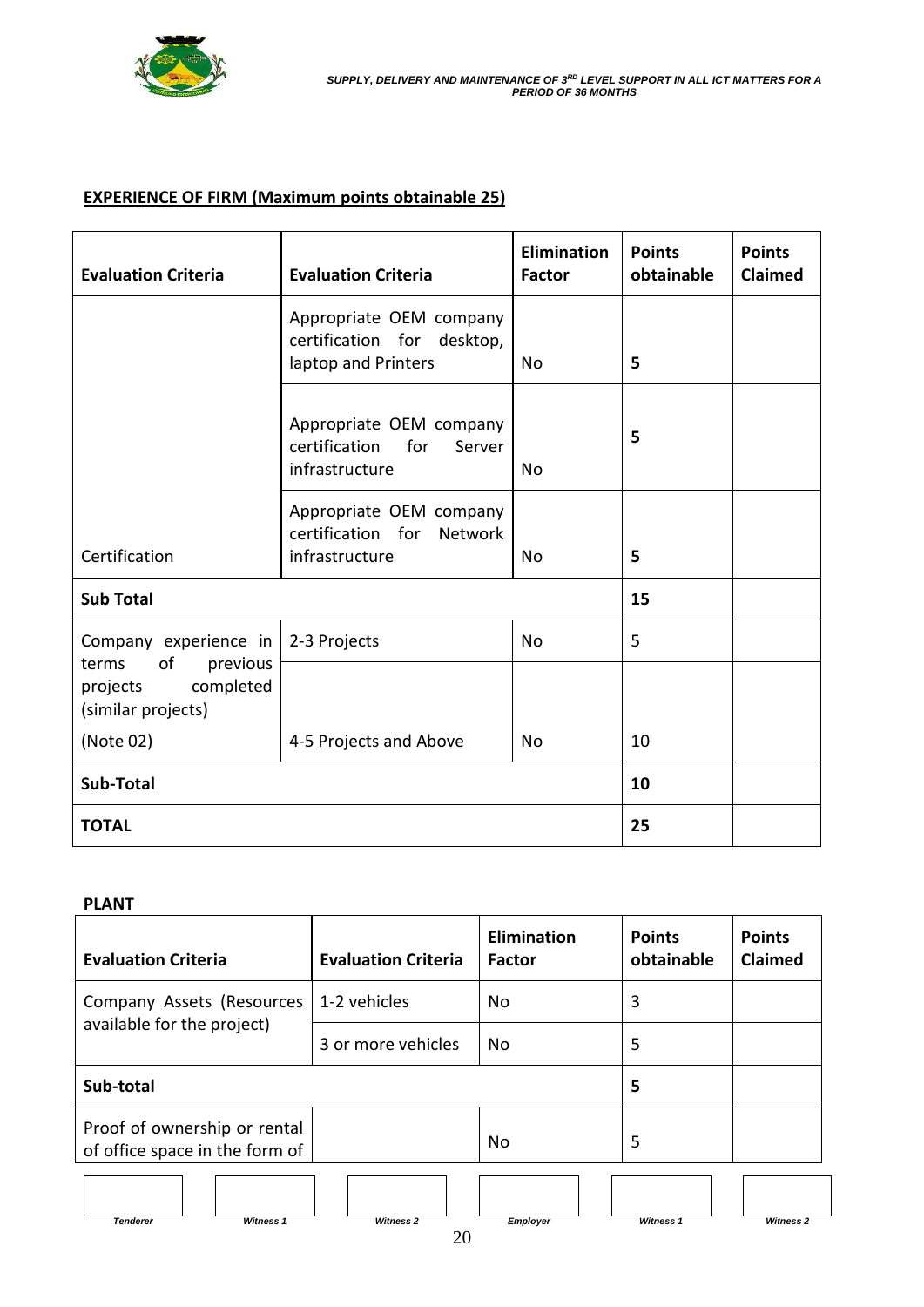## EXPERIENCE OF FIRM (Maximum points obtainable 25)

| Evaluation Criteria | Evaluation Criteria | Elimination Factor | Points obtainable | Points Claimed |
|---|---|---|---|---|
| Certification | Appropriate OEM company certification for desktop, laptop and Printers | No | **5** | |
| | Appropriate OEM company certification for Server infrastructure | No | **5** | |
| | Appropriate OEM company certification for Network infrastructure | No | **5** | |
| **Sub Total** | | | **15** | |
| Company experience in terms of previous projects completed (similar projects) (Note 02) | 2-3 Projects | No | 5 | |
| | 4-5 Projects and Above | No | 10 | |
| **Sub-Total** | | | **10** | |
| **TOTAL** | | | **25** | |

**PLANT**

| Evaluation Criteria | Evaluation Criteria | Elimination Factor | Points obtainable | Points Claimed |
|---|---|---|---|---|
| Company Assets (Resources available for the project) | 1-2 vehicles | No | 3 | |
| | 3 or more vehicles | No | 5 | |
| **Sub-total** | | | **5** | |
| Proof of ownership or rental of office space in the form of | | No | 5 | |

| Tenderer | Witness 1 | Witness 2 | Employer | Witness 1 | Witness 2 |
|---|---|---|---|---|---|
| | | | | | |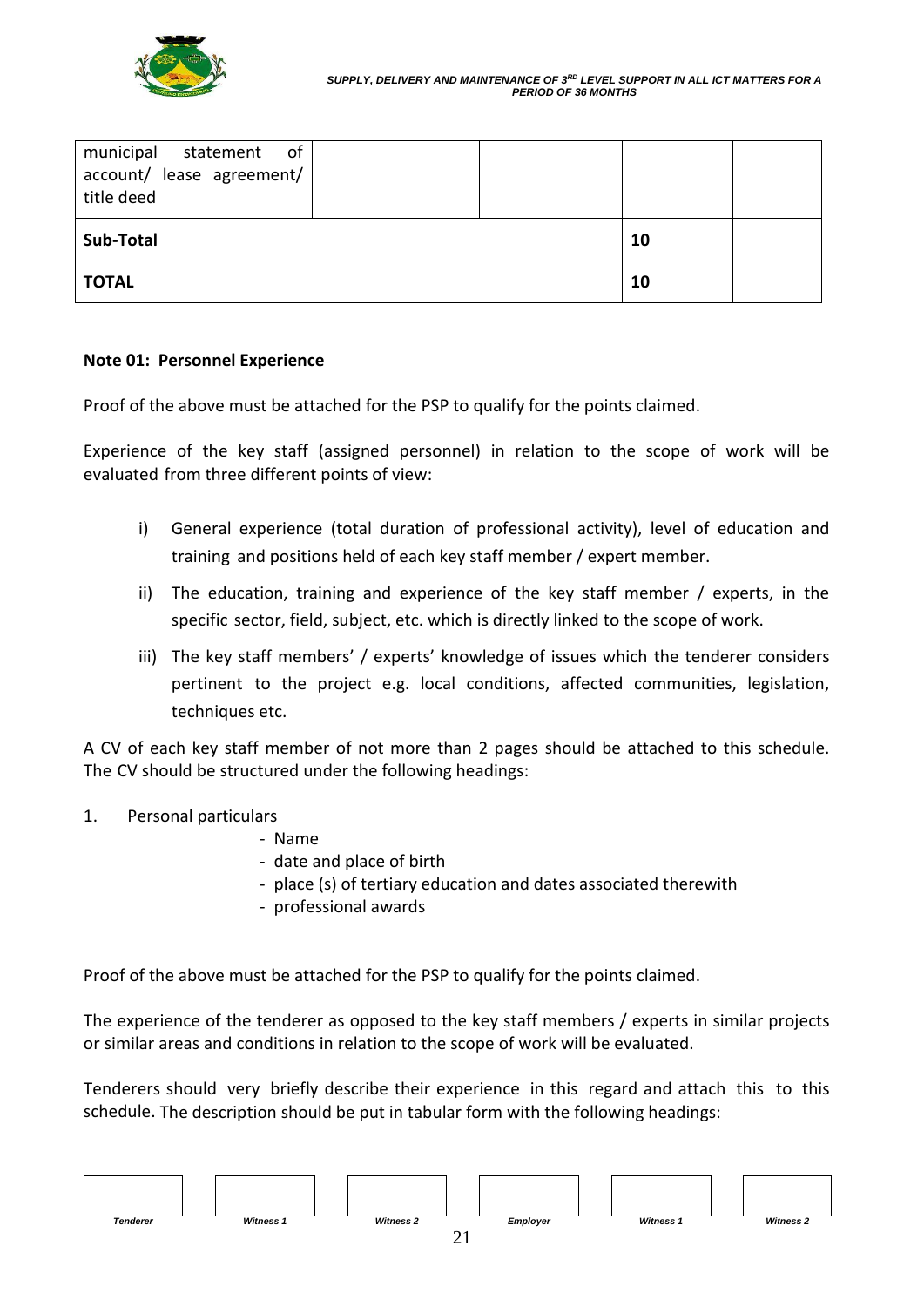| | | | | |
|---|---|---|---|---|
| municipal statement of account/ lease agreement/ title deed | | | | |
| **Sub-Total** | | | **10** | |
| **TOTAL** | | | **10** | |

**Note 01: Personnel Experience**

Proof of the above must be attached for the PSP to qualify for the points claimed.

Experience of the key staff (assigned personnel) in relation to the scope of work will be evaluated from three different points of view:

i) General experience (total duration of professional activity), level of education and training and positions held of each key staff member / expert member.

ii) The education, training and experience of the key staff member / experts, in the specific sector, field, subject, etc. which is directly linked to the scope of work.

iii) The key staff members' / experts' knowledge of issues which the tenderer considers pertinent to the project e.g. local conditions, affected communities, legislation, techniques etc.

A CV of each key staff member of not more than 2 pages should be attached to this schedule. The CV should be structured under the following headings:

1. Personal particulars
   - Name
   - date and place of birth
   - place (s) of tertiary education and dates associated therewith
   - professional awards

Proof of the above must be attached for the PSP to qualify for the points claimed.

The experience of the tenderer as opposed to the key staff members / experts in similar projects or similar areas and conditions in relation to the scope of work will be evaluated.

Tenderers should very briefly describe their experience in this regard and attach this to this schedule. The description should be put in tabular form with the following headings:

| Tenderer | Witness 1 | Witness 2 | Employer | Witness 1 | Witness 2 |
|---|---|---|---|---|---|
| | | | | | |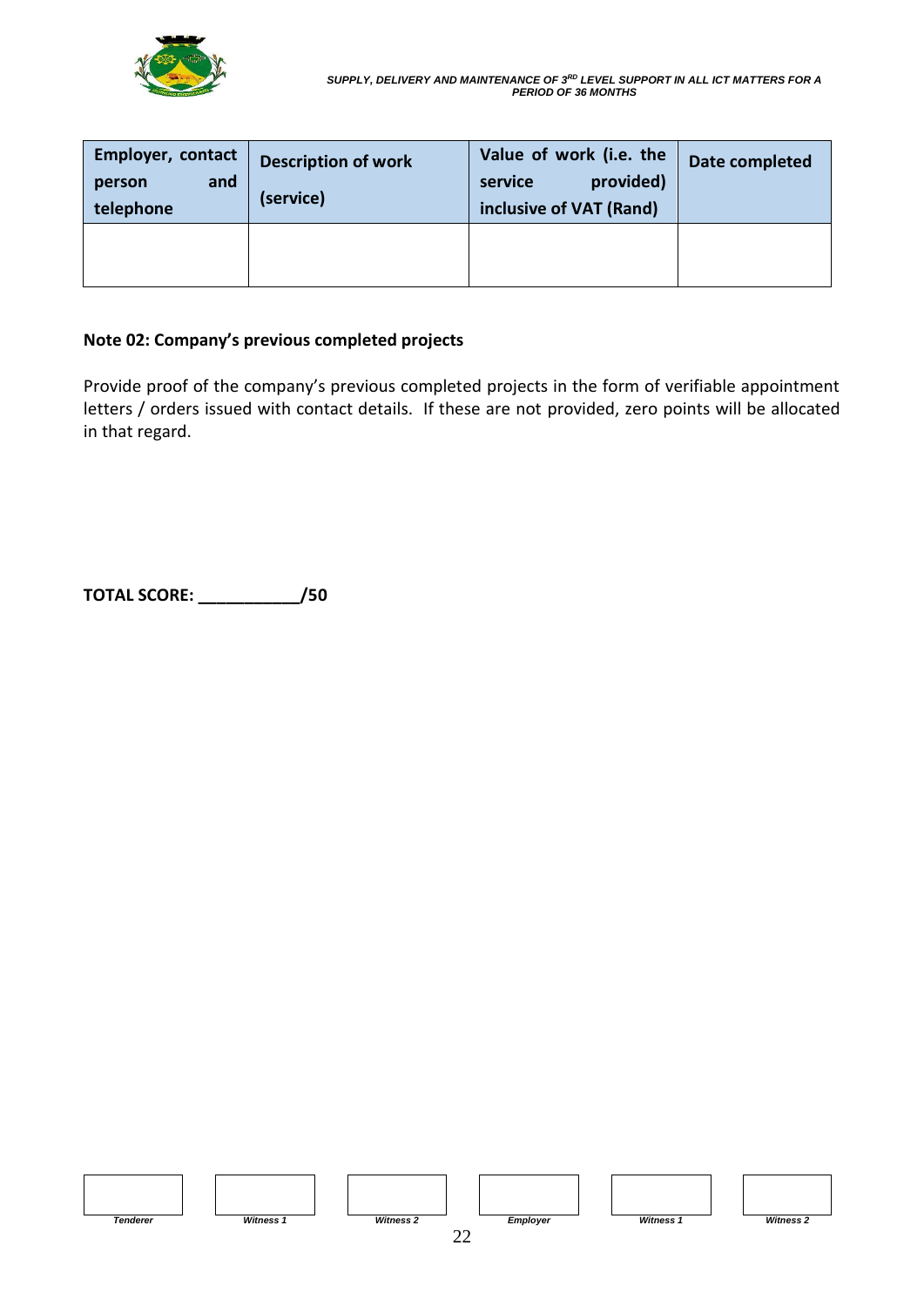| Employer, contact person and telephone | Description of work (service) | Value of work (i.e. the service provided) inclusive of VAT (Rand) | Date completed |
|---|---|---|---|
| | | | |

**Note 02: Company's previous completed projects**

Provide proof of the company's previous completed projects in the form of verifiable appointment letters / orders issued with contact details. If these are not provided, zero points will be allocated in that regard.

**TOTAL SCORE: ___________/50**